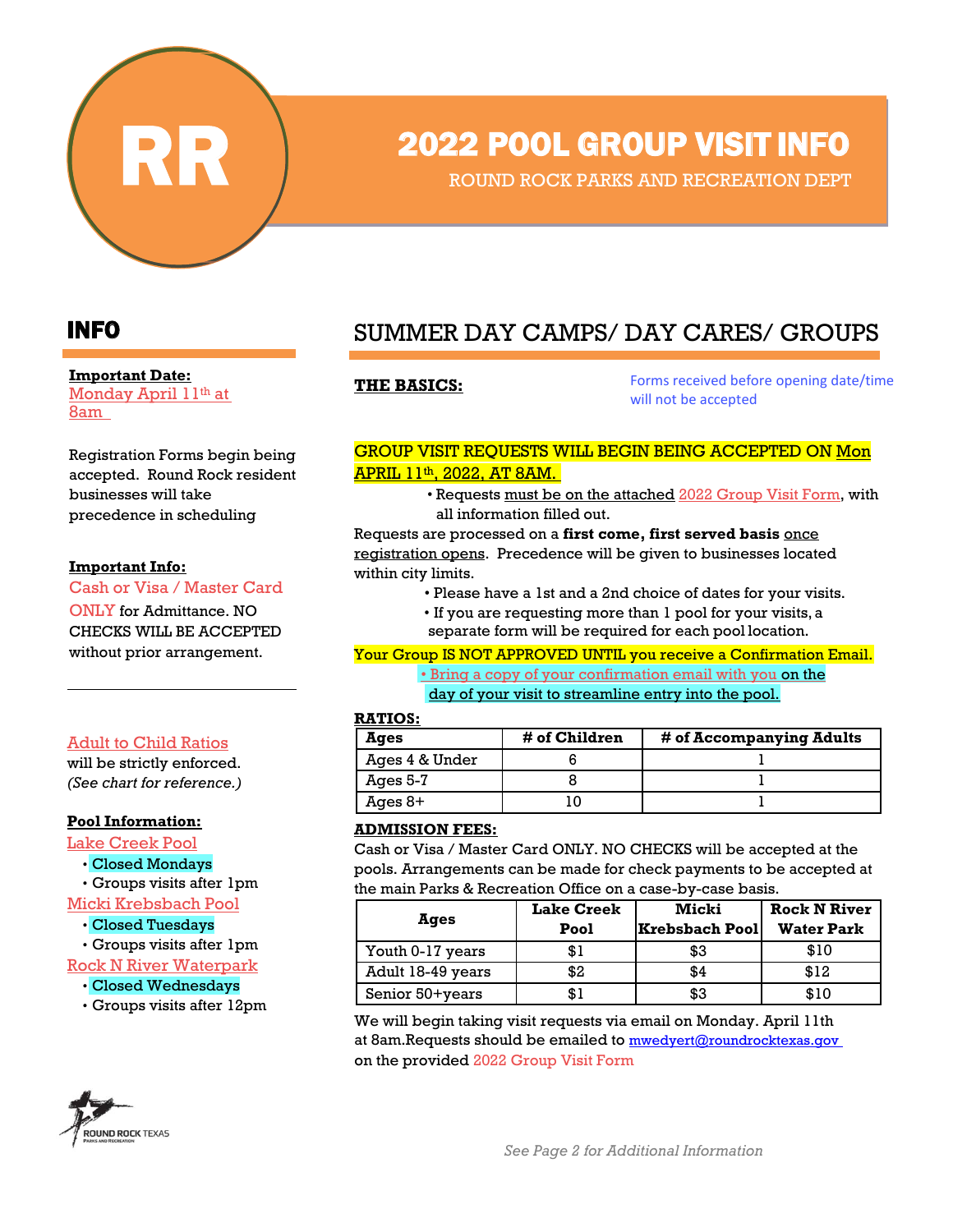RR

# 2022 POOL GROUP VISIT INFO

ROUND ROCK PARKS AND RECREATION DEPT

## INFO

**Important Date:**
Monday April 11th at 8am

Registration Forms begin being accepted. Round Rock resident businesses will take precedence in scheduling

**Important Info:**
Cash or Visa / Master Card ONLY for Admittance. NO CHECKS WILL BE ACCEPTED without prior arrangement.

Adult to Child Ratios will be strictly enforced. *(See chart for reference.)*

**Pool Information:**

Lake Creek Pool
- Closed Mondays
- Groups visits after 1pm

Micki Krebsbach Pool
- Closed Tuesdays
- Groups visits after 1pm

Rock N River Waterpark
- Closed Wednesdays
- Groups visits after 12pm

## SUMMER DAY CAMPS/ DAY CARES/ GROUPS

**THE BASICS:**

Forms received before opening date/time will not be accepted

GROUP VISIT REQUESTS WILL BEGIN BEING ACCEPTED ON Mon APRIL 11th, 2022, AT 8AM.

- Requests must be on the attached 2022 Group Visit Form, with all information filled out.

Requests are processed on a **first come, first served basis** once registration opens. Precedence will be given to businesses located within city limits.

- Please have a 1st and a 2nd choice of dates for your visits.
- If you are requesting more than 1 pool for your visits, a separate form will be required for each pool location.

Your Group IS NOT APPROVED UNTIL you receive a Confirmation Email.

- Bring a copy of your confirmation email with you on the day of your visit to streamline entry into the pool.

**RATIOS:**

| Ages | # of Children | # of Accompanying Adults |
|---|---|---|
| Ages 4 & Under | 6 | 1 |
| Ages 5-7 | 8 | 1 |
| Ages 8+ | 10 | 1 |

**ADMISSION FEES:**

Cash or Visa / Master Card ONLY. NO CHECKS will be accepted at the pools. Arrangements can be made for check payments to be accepted at the main Parks & Recreation Office on a case-by-case basis.

| Ages | Lake Creek Pool | Micki Krebsbach Pool | Rock N River Water Park |
|---|---|---|---|
| Youth 0-17 years | $1 | $3 | $10 |
| Adult 18-49 years | $2 | $4 | $12 |
| Senior 50+years | $1 | $3 | $10 |

We will begin taking visit requests via email on Monday. April 11th at 8am.Requests should be emailed to mwedyert@roundrocktexas.gov on the provided 2022 Group Visit Form

ROUND ROCK TEXAS PARKS AND RECREATION

*See Page 2 for Additional Information*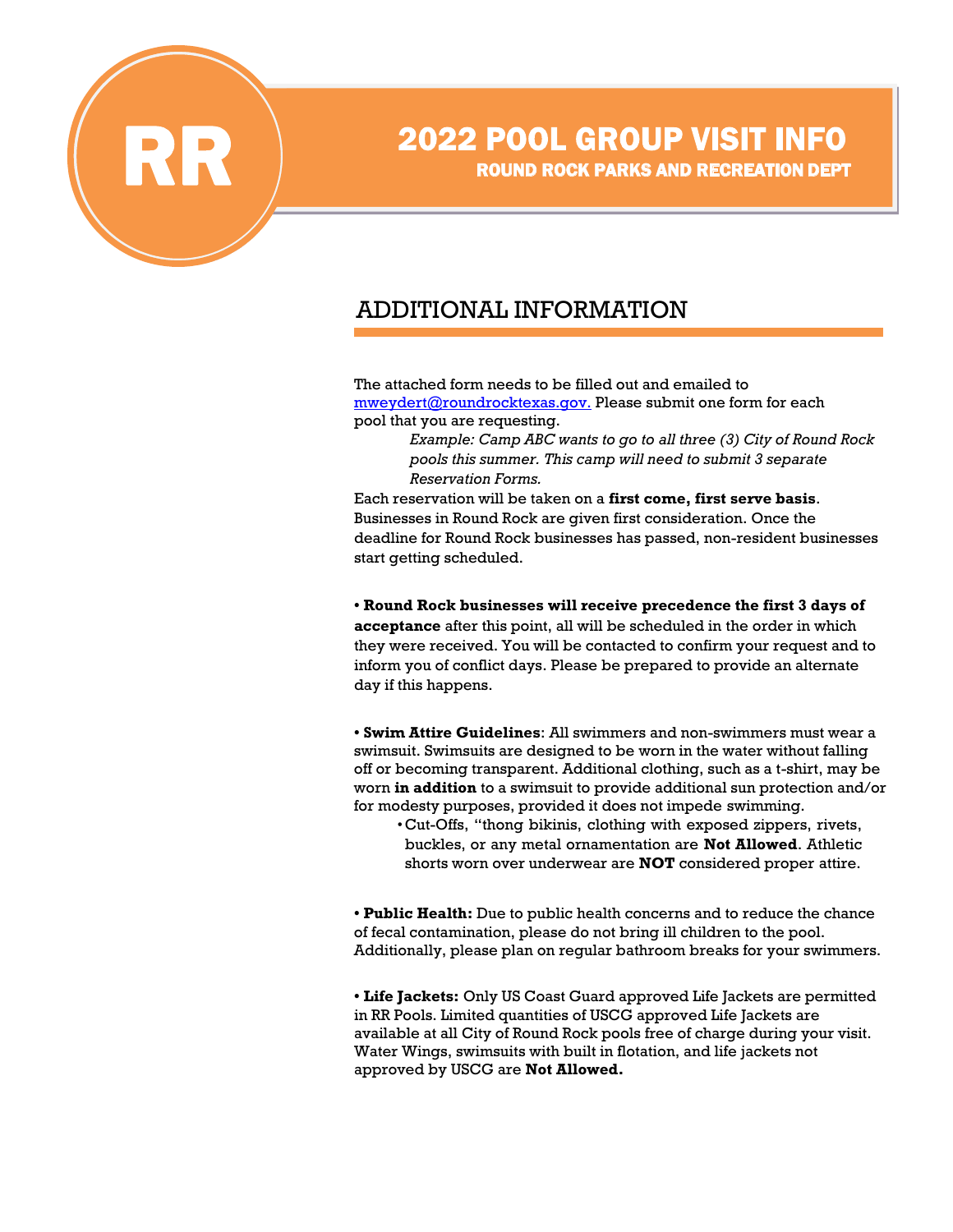RR

# 2022 POOL GROUP VISIT INFO

**ROUND ROCK PARKS AND RECREATION DEPT**

## ADDITIONAL INFORMATION

The attached form needs to be filled out and emailed to mweydert@roundrocktexas.gov. Please submit one form for each pool that you are requesting.

> *Example: Camp ABC wants to go to all three (3) City of Round Rock pools this summer. This camp will need to submit 3 separate Reservation Forms.*

Each reservation will be taken on a **first come, first serve basis**. Businesses in Round Rock are given first consideration. Once the deadline for Round Rock businesses has passed, non-resident businesses start getting scheduled.

• **Round Rock businesses will receive precedence the first 3 days of acceptance** after this point, all will be scheduled in the order in which they were received. You will be contacted to confirm your request and to inform you of conflict days. Please be prepared to provide an alternate day if this happens.

• **Swim Attire Guidelines**: All swimmers and non-swimmers must wear a swimsuit. Swimsuits are designed to be worn in the water without falling off or becoming transparent. Additional clothing, such as a t-shirt, may be worn **in addition** to a swimsuit to provide additional sun protection and/or for modesty purposes, provided it does not impede swimming.

- Cut-Offs, "thong bikinis, clothing with exposed zippers, rivets, buckles, or any metal ornamentation are **Not Allowed**. Athletic shorts worn over underwear are **NOT** considered proper attire.

• **Public Health:** Due to public health concerns and to reduce the chance of fecal contamination, please do not bring ill children to the pool. Additionally, please plan on regular bathroom breaks for your swimmers.

• **Life Jackets:** Only US Coast Guard approved Life Jackets are permitted in RR Pools. Limited quantities of USCG approved Life Jackets are available at all City of Round Rock pools free of charge during your visit. Water Wings, swimsuits with built in flotation, and life jackets not approved by USCG are **Not Allowed.**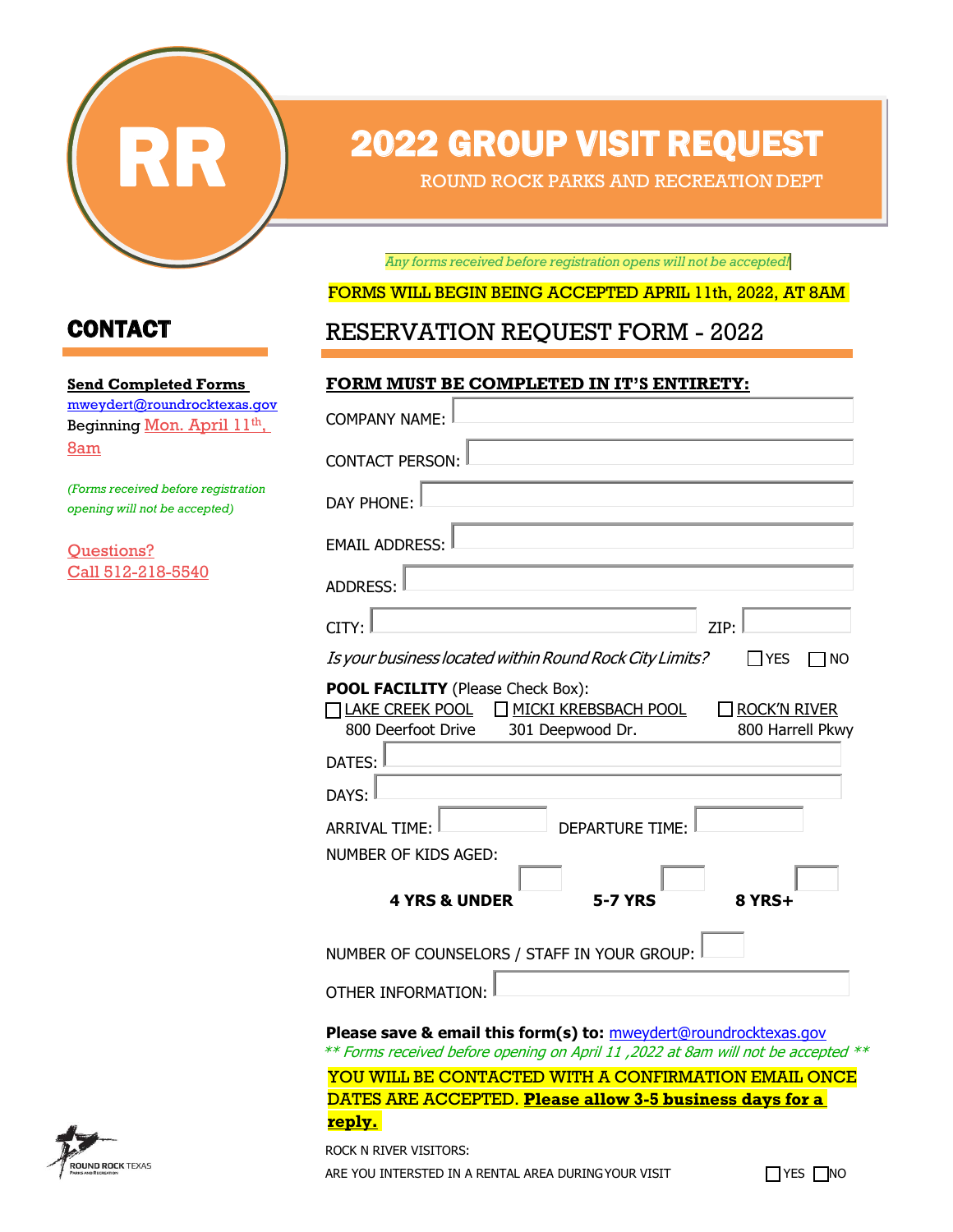RR

# 2022 GROUP VISIT REQUEST

ROUND ROCK PARKS AND RECREATION DEPT

*Any forms received before registration opens will not be accepted!*

FORMS WILL BEGIN BEING ACCEPTED APRIL 11th, 2022, AT 8AM

## CONTACT

**Send Completed Forms**
mweydert@roundrocktexas.gov
Beginning Mon. April 11th, 8am

*(Forms received before registration opening will not be accepted)*

Questions?
Call 512-218-5540

## RESERVATION REQUEST FORM - 2022

**FORM MUST BE COMPLETED IN IT'S ENTIRETY:**

COMPANY NAME:

CONTACT PERSON:

DAY PHONE:

EMAIL ADDRESS:

ADDRESS:

CITY: ZIP:

*Is your business located within Round Rock City Limits?* ☐ YES ☐ NO

**POOL FACILITY** (Please Check Box):

☐ LAKE CREEK POOL — 800 Deerfoot Drive
☐ MICKI KREBSBACH POOL — 301 Deepwood Dr.
☐ ROCK'N RIVER — 800 Harrell Pkwy

DATES:

DAYS:

ARRIVAL TIME: DEPARTURE TIME:

NUMBER OF KIDS AGED:

**4 YRS & UNDER** **5-7 YRS** **8 YRS+**

NUMBER OF COUNSELORS / STAFF IN YOUR GROUP:

OTHER INFORMATION:

**Please save & email this form(s) to:** mweydert@roundrocktexas.gov

*\*\* Forms received before opening on April 11 ,2022 at 8am will not be accepted \*\**

YOU WILL BE CONTACTED WITH A CONFIRMATION EMAIL ONCE DATES ARE ACCEPTED. **Please allow 3-5 business days for a reply.**

ROCK N RIVER VISITORS:

ARE YOU INTERSTED IN A RENTAL AREA DURING YOUR VISIT ☐ YES ☐ NO

ROUND ROCK TEXAS
PARKS AND RECREATION